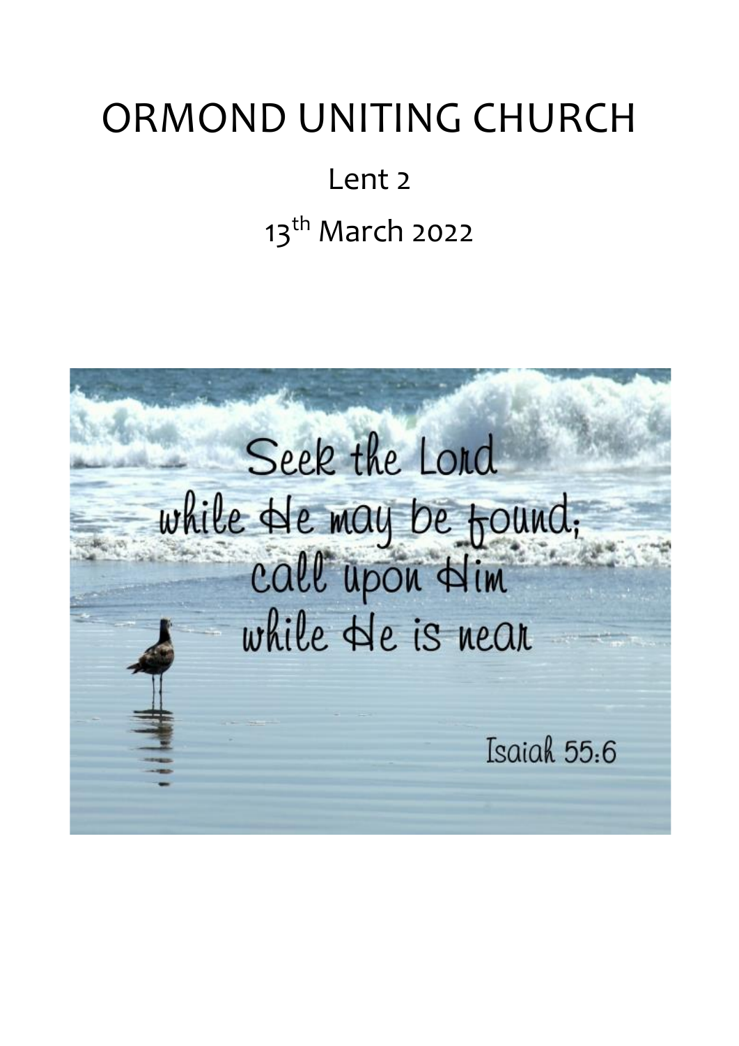# ORMOND UNITING CHURCH

Lent 2

13th March 2022

Seek the Lord
while He may be found;
call upon Him
while He is near

Isaiah 55:6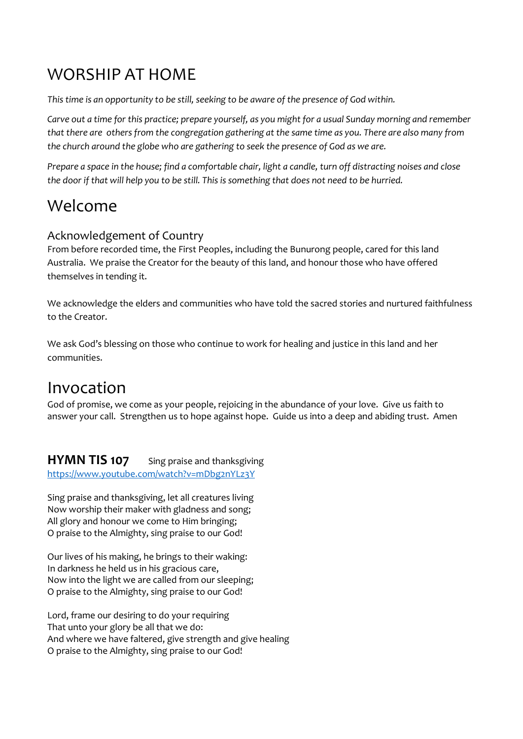# WORSHIP AT HOME

*This time is an opportunity to be still, seeking to be aware of the presence of God within.*

*Carve out a time for this practice; prepare yourself, as you might for a usual Sunday morning and remember that there are others from the congregation gathering at the same time as you. There are also many from the church around the globe who are gathering to seek the presence of God as we are.*

*Prepare a space in the house; find a comfortable chair, light a candle, turn off distracting noises and close the door if that will help you to be still. This is something that does not need to be hurried.*

# Welcome

## Acknowledgement of Country

From before recorded time, the First Peoples, including the Bunurong people, cared for this land Australia. We praise the Creator for the beauty of this land, and honour those who have offered themselves in tending it.

We acknowledge the elders and communities who have told the sacred stories and nurtured faithfulness to the Creator.

We ask God's blessing on those who continue to work for healing and justice in this land and her communities.

# Invocation

God of promise, we come as your people, rejoicing in the abundance of your love. Give us faith to answer your call. Strengthen us to hope against hope. Guide us into a deep and abiding trust. Amen

**HYMN TIS 107** Sing praise and thanksgiving
https://www.youtube.com/watch?v=mDbg2nYLz3Y

Sing praise and thanksgiving, let all creatures living
Now worship their maker with gladness and song;
All glory and honour we come to Him bringing;
O praise to the Almighty, sing praise to our God!

Our lives of his making, he brings to their waking:
In darkness he held us in his gracious care,
Now into the light we are called from our sleeping;
O praise to the Almighty, sing praise to our God!

Lord, frame our desiring to do your requiring
That unto your glory be all that we do:
And where we have faltered, give strength and give healing
O praise to the Almighty, sing praise to our God!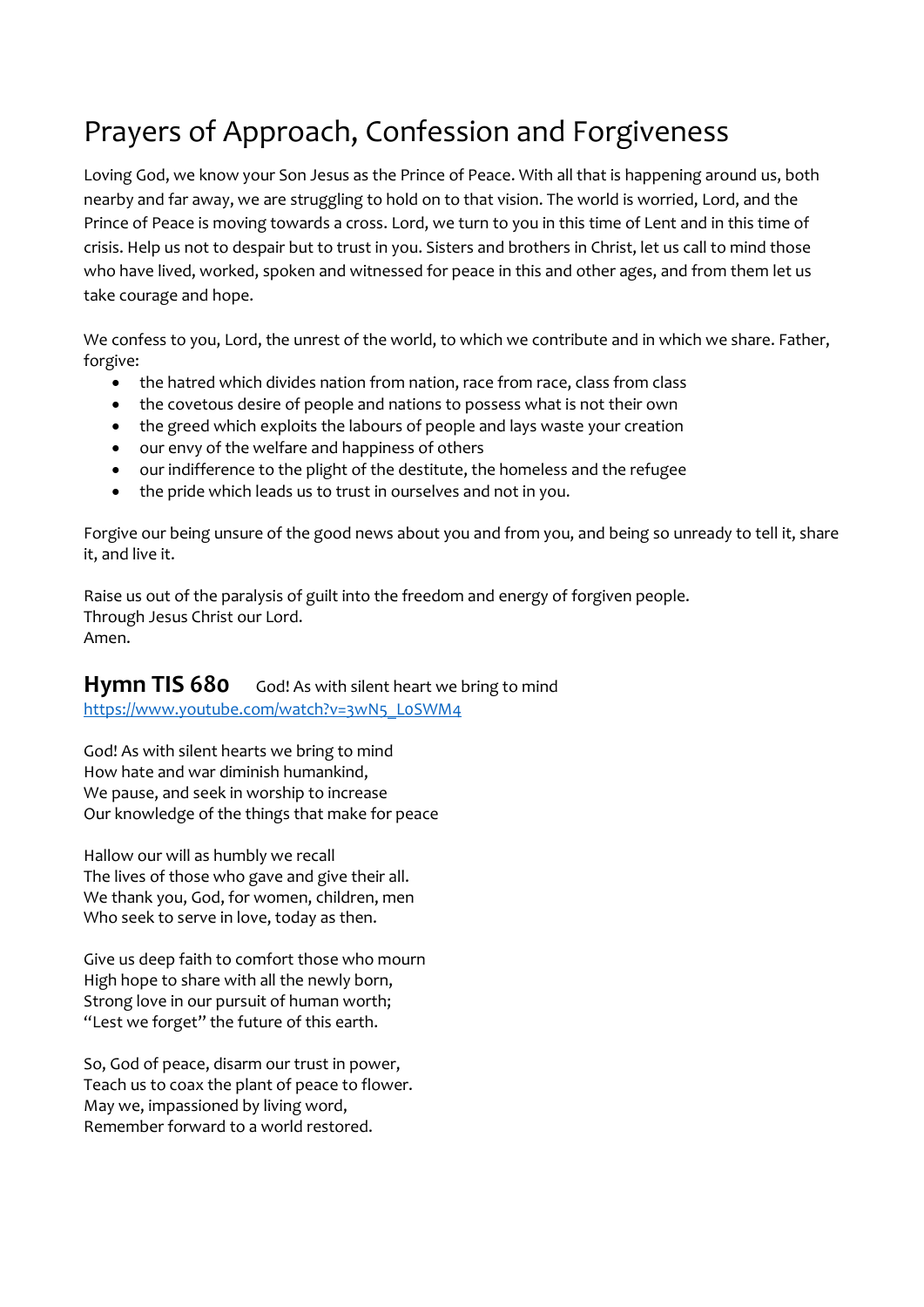# Prayers of Approach, Confession and Forgiveness

Loving God, we know your Son Jesus as the Prince of Peace. With all that is happening around us, both nearby and far away, we are struggling to hold on to that vision. The world is worried, Lord, and the Prince of Peace is moving towards a cross. Lord, we turn to you in this time of Lent and in this time of crisis. Help us not to despair but to trust in you. Sisters and brothers in Christ, let us call to mind those who have lived, worked, spoken and witnessed for peace in this and other ages, and from them let us take courage and hope.

We confess to you, Lord, the unrest of the world, to which we contribute and in which we share. Father, forgive:

- the hatred which divides nation from nation, race from race, class from class
- the covetous desire of people and nations to possess what is not their own
- the greed which exploits the labours of people and lays waste your creation
- our envy of the welfare and happiness of others
- our indifference to the plight of the destitute, the homeless and the refugee
- the pride which leads us to trust in ourselves and not in you.

Forgive our being unsure of the good news about you and from you, and being so unready to tell it, share it, and live it.

Raise us out of the paralysis of guilt into the freedom and energy of forgiven people.
Through Jesus Christ our Lord.
Amen.

## **Hymn TIS 680** God! As with silent heart we bring to mind

https://www.youtube.com/watch?v=3wN5_L0SWM4

God! As with silent hearts we bring to mind
How hate and war diminish humankind,
We pause, and seek in worship to increase
Our knowledge of the things that make for peace

Hallow our will as humbly we recall
The lives of those who gave and give their all.
We thank you, God, for women, children, men
Who seek to serve in love, today as then.

Give us deep faith to comfort those who mourn
High hope to share with all the newly born,
Strong love in our pursuit of human worth;
"Lest we forget" the future of this earth.

So, God of peace, disarm our trust in power,
Teach us to coax the plant of peace to flower.
May we, impassioned by living word,
Remember forward to a world restored.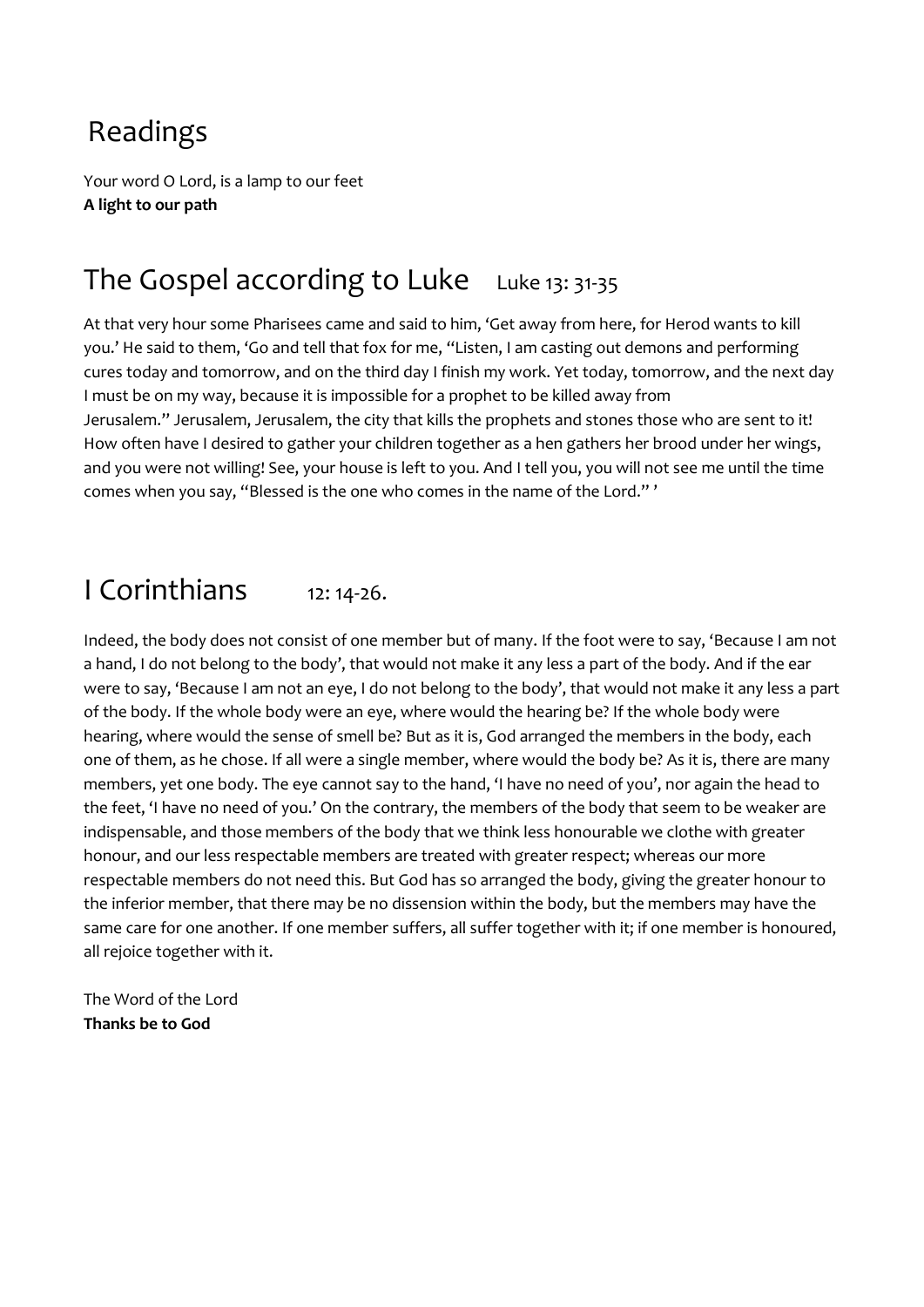# Readings

Your word O Lord, is a lamp to our feet
**A light to our path**

## The Gospel according to Luke Luke 13: 31-35

At that very hour some Pharisees came and said to him, 'Get away from here, for Herod wants to kill you.' He said to them, 'Go and tell that fox for me, "Listen, I am casting out demons and performing cures today and tomorrow, and on the third day I finish my work. Yet today, tomorrow, and the next day I must be on my way, because it is impossible for a prophet to be killed away from Jerusalem." Jerusalem, Jerusalem, the city that kills the prophets and stones those who are sent to it! How often have I desired to gather your children together as a hen gathers her brood under her wings, and you were not willing! See, your house is left to you. And I tell you, you will not see me until the time comes when you say, "Blessed is the one who comes in the name of the Lord." '

## I Corinthians 12: 14-26.

Indeed, the body does not consist of one member but of many. If the foot were to say, 'Because I am not a hand, I do not belong to the body', that would not make it any less a part of the body. And if the ear were to say, 'Because I am not an eye, I do not belong to the body', that would not make it any less a part of the body. If the whole body were an eye, where would the hearing be? If the whole body were hearing, where would the sense of smell be? But as it is, God arranged the members in the body, each one of them, as he chose. If all were a single member, where would the body be? As it is, there are many members, yet one body. The eye cannot say to the hand, 'I have no need of you', nor again the head to the feet, 'I have no need of you.' On the contrary, the members of the body that seem to be weaker are indispensable, and those members of the body that we think less honourable we clothe with greater honour, and our less respectable members are treated with greater respect; whereas our more respectable members do not need this. But God has so arranged the body, giving the greater honour to the inferior member, that there may be no dissension within the body, but the members may have the same care for one another. If one member suffers, all suffer together with it; if one member is honoured, all rejoice together with it.

The Word of the Lord
**Thanks be to God**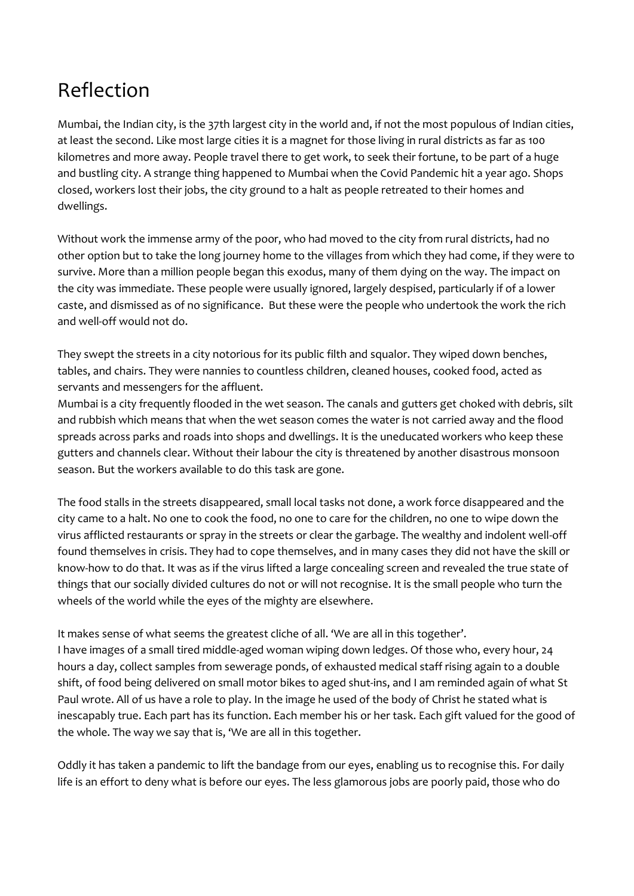# Reflection

Mumbai, the Indian city, is the 37th largest city in the world and, if not the most populous of Indian cities, at least the second. Like most large cities it is a magnet for those living in rural districts as far as 100 kilometres and more away. People travel there to get work, to seek their fortune, to be part of a huge and bustling city. A strange thing happened to Mumbai when the Covid Pandemic hit a year ago. Shops closed, workers lost their jobs, the city ground to a halt as people retreated to their homes and dwellings.

Without work the immense army of the poor, who had moved to the city from rural districts, had no other option but to take the long journey home to the villages from which they had come, if they were to survive. More than a million people began this exodus, many of them dying on the way. The impact on the city was immediate. These people were usually ignored, largely despised, particularly if of a lower caste, and dismissed as of no significance. But these were the people who undertook the work the rich and well-off would not do.

They swept the streets in a city notorious for its public filth and squalor. They wiped down benches, tables, and chairs. They were nannies to countless children, cleaned houses, cooked food, acted as servants and messengers for the affluent.

Mumbai is a city frequently flooded in the wet season. The canals and gutters get choked with debris, silt and rubbish which means that when the wet season comes the water is not carried away and the flood spreads across parks and roads into shops and dwellings. It is the uneducated workers who keep these gutters and channels clear. Without their labour the city is threatened by another disastrous monsoon season. But the workers available to do this task are gone.

The food stalls in the streets disappeared, small local tasks not done, a work force disappeared and the city came to a halt. No one to cook the food, no one to care for the children, no one to wipe down the virus afflicted restaurants or spray in the streets or clear the garbage. The wealthy and indolent well-off found themselves in crisis. They had to cope themselves, and in many cases they did not have the skill or know-how to do that. It was as if the virus lifted a large concealing screen and revealed the true state of things that our socially divided cultures do not or will not recognise. It is the small people who turn the wheels of the world while the eyes of the mighty are elsewhere.

It makes sense of what seems the greatest cliche of all. 'We are all in this together'.

I have images of a small tired middle-aged woman wiping down ledges. Of those who, every hour, 24 hours a day, collect samples from sewerage ponds, of exhausted medical staff rising again to a double shift, of food being delivered on small motor bikes to aged shut-ins, and I am reminded again of what St Paul wrote. All of us have a role to play. In the image he used of the body of Christ he stated what is inescapably true. Each part has its function. Each member his or her task. Each gift valued for the good of the whole. The way we say that is, 'We are all in this together.

Oddly it has taken a pandemic to lift the bandage from our eyes, enabling us to recognise this. For daily life is an effort to deny what is before our eyes. The less glamorous jobs are poorly paid, those who do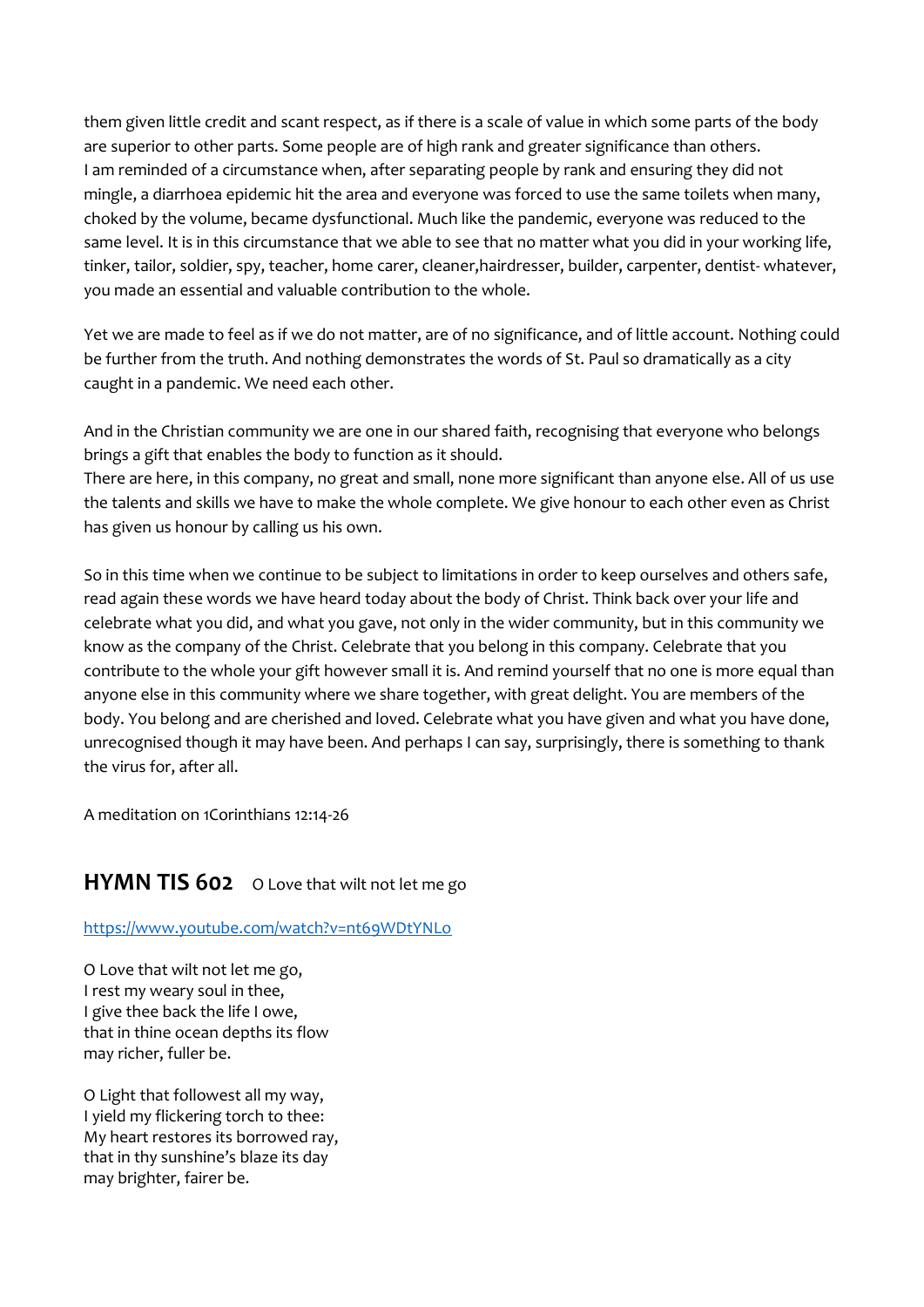them given little credit and scant respect, as if there is a scale of value in which some parts of the body are superior to other parts. Some people are of high rank and greater significance than others.
I am reminded of a circumstance when, after separating people by rank and ensuring they did not mingle, a diarrhoea epidemic hit the area and everyone was forced to use the same toilets when many, choked by the volume, became dysfunctional. Much like the pandemic, everyone was reduced to the same level. It is in this circumstance that we able to see that no matter what you did in your working life, tinker, tailor, soldier, spy, teacher, home carer, cleaner,hairdresser, builder, carpenter, dentist- whatever, you made an essential and valuable contribution to the whole.

Yet we are made to feel as if we do not matter, are of no significance, and of little account. Nothing could be further from the truth. And nothing demonstrates the words of St. Paul so dramatically as a city caught in a pandemic. We need each other.

And in the Christian community we are one in our shared faith, recognising that everyone who belongs brings a gift that enables the body to function as it should.
There are here, in this company, no great and small, none more significant than anyone else. All of us use the talents and skills we have to make the whole complete. We give honour to each other even as Christ has given us honour by calling us his own.

So in this time when we continue to be subject to limitations in order to keep ourselves and others safe, read again these words we have heard today about the body of Christ. Think back over your life and celebrate what you did, and what you gave, not only in the wider community, but in this community we know as the company of the Christ. Celebrate that you belong in this company. Celebrate that you contribute to the whole your gift however small it is. And remind yourself that no one is more equal than anyone else in this community where we share together, with great delight. You are members of the body. You belong and are cherished and loved. Celebrate what you have given and what you have done, unrecognised though it may have been. And perhaps I can say, surprisingly, there is something to thank the virus for, after all.

A meditation on 1Corinthians 12:14-26

## HYMN TIS 602 O Love that wilt not let me go

https://www.youtube.com/watch?v=nt69WDtYNLo

O Love that wilt not let me go,
I rest my weary soul in thee,
I give thee back the life I owe,
that in thine ocean depths its flow
may richer, fuller be.

O Light that followest all my way,
I yield my flickering torch to thee:
My heart restores its borrowed ray,
that in thy sunshine's blaze its day
may brighter, fairer be.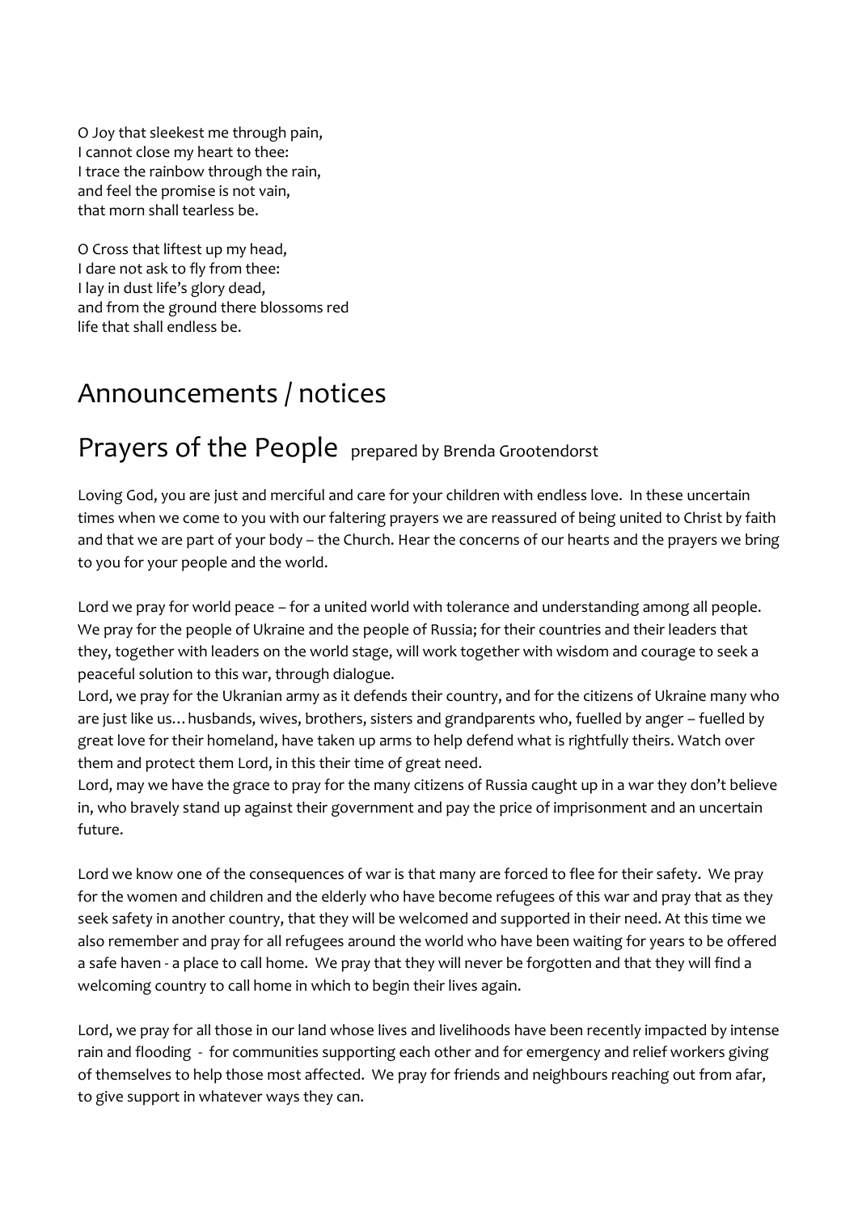O Joy that sleekest me through pain,
I cannot close my heart to thee:
I trace the rainbow through the rain,
and feel the promise is not vain,
that morn shall tearless be.

O Cross that liftest up my head,
I dare not ask to fly from thee:
I lay in dust life's glory dead,
and from the ground there blossoms red
life that shall endless be.

# Announcements / notices

# Prayers of the People prepared by Brenda Grootendorst

Loving God, you are just and merciful and care for your children with endless love. In these uncertain times when we come to you with our faltering prayers we are reassured of being united to Christ by faith and that we are part of your body – the Church. Hear the concerns of our hearts and the prayers we bring to you for your people and the world.

Lord we pray for world peace – for a united world with tolerance and understanding among all people. We pray for the people of Ukraine and the people of Russia; for their countries and their leaders that they, together with leaders on the world stage, will work together with wisdom and courage to seek a peaceful solution to this war, through dialogue.
Lord, we pray for the Ukranian army as it defends their country, and for the citizens of Ukraine many who are just like us… husbands, wives, brothers, sisters and grandparents who, fuelled by anger – fuelled by great love for their homeland, have taken up arms to help defend what is rightfully theirs. Watch over them and protect them Lord, in this their time of great need.
Lord, may we have the grace to pray for the many citizens of Russia caught up in a war they don't believe in, who bravely stand up against their government and pay the price of imprisonment and an uncertain future.

Lord we know one of the consequences of war is that many are forced to flee for their safety. We pray for the women and children and the elderly who have become refugees of this war and pray that as they seek safety in another country, that they will be welcomed and supported in their need. At this time we also remember and pray for all refugees around the world who have been waiting for years to be offered a safe haven - a place to call home. We pray that they will never be forgotten and that they will find a welcoming country to call home in which to begin their lives again.

Lord, we pray for all those in our land whose lives and livelihoods have been recently impacted by intense rain and flooding - for communities supporting each other and for emergency and relief workers giving of themselves to help those most affected. We pray for friends and neighbours reaching out from afar, to give support in whatever ways they can.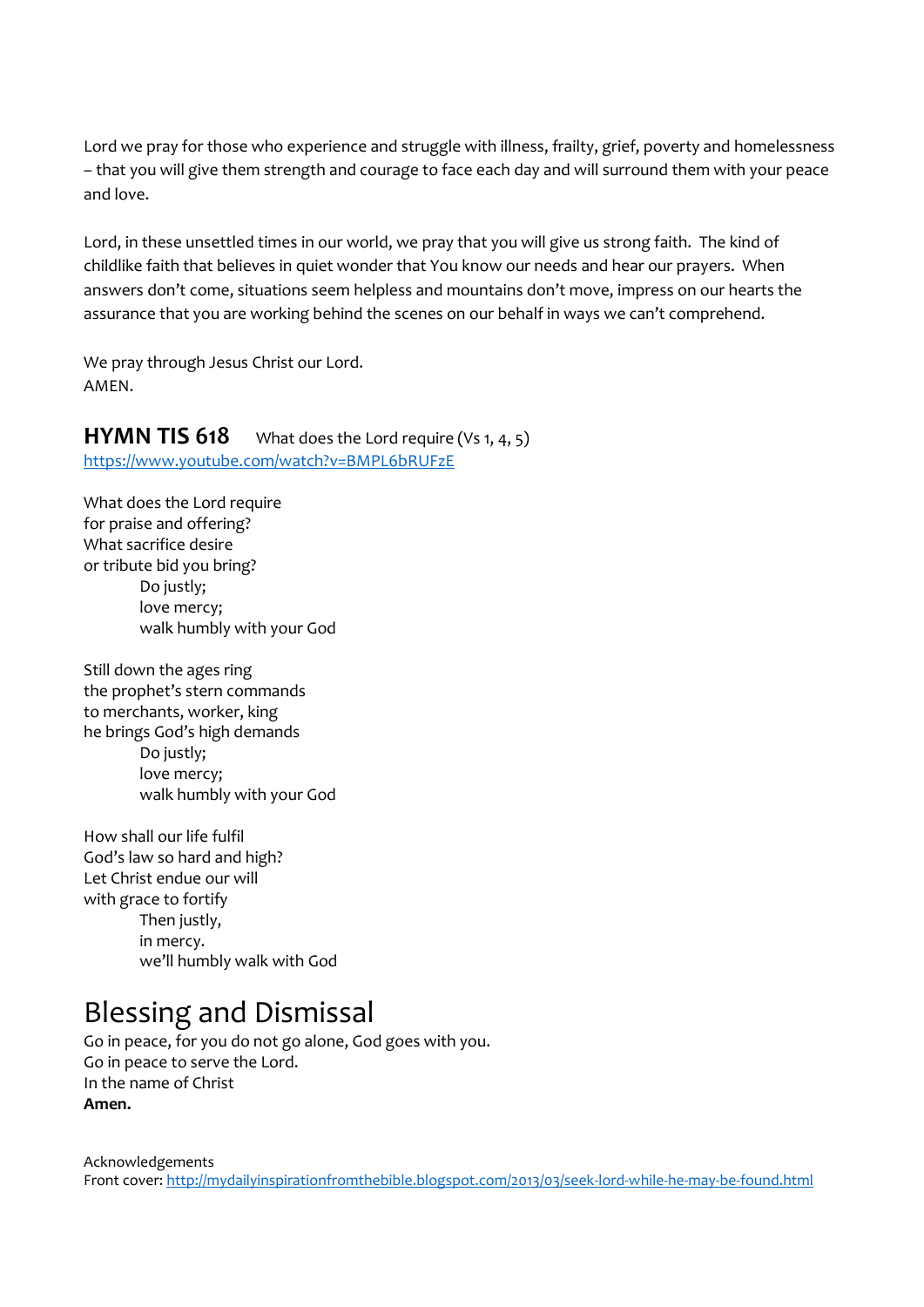Lord we pray for those who experience and struggle with illness, frailty, grief, poverty and homelessness – that you will give them strength and courage to face each day and will surround them with your peace and love.

Lord, in these unsettled times in our world, we pray that you will give us strong faith. The kind of childlike faith that believes in quiet wonder that You know our needs and hear our prayers. When answers don't come, situations seem helpless and mountains don't move, impress on our hearts the assurance that you are working behind the scenes on our behalf in ways we can't comprehend.

We pray through Jesus Christ our Lord.
AMEN.

### HYMN TIS 618 What does the Lord require (Vs 1, 4, 5)

https://www.youtube.com/watch?v=BMPL6bRUFzE

What does the Lord require
for praise and offering?
What sacrifice desire
or tribute bid you bring?
    Do justly;
    love mercy;
    walk humbly with your God

Still down the ages ring
the prophet's stern commands
to merchants, worker, king
he brings God's high demands
    Do justly;
    love mercy;
    walk humbly with your God

How shall our life fulfil
God's law so hard and high?
Let Christ endue our will
with grace to fortify
    Then justly,
    in mercy.
    we'll humbly walk with God

# Blessing and Dismissal

Go in peace, for you do not go alone, God goes with you.
Go in peace to serve the Lord.
In the name of Christ
**Amen.**

Acknowledgements
Front cover: http://mydailyinspirationfromthebible.blogspot.com/2013/03/seek-lord-while-he-may-be-found.html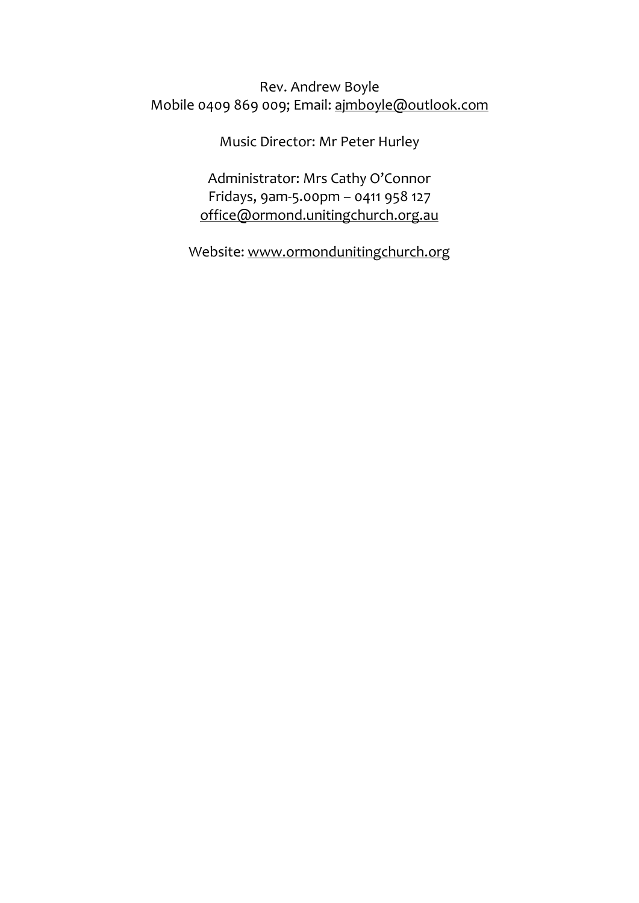Rev. Andrew Boyle
Mobile 0409 869 009; Email: ajmboyle@outlook.com

Music Director: Mr Peter Hurley

Administrator: Mrs Cathy O'Connor
Fridays, 9am-5.00pm – 0411 958 127
office@ormond.unitingchurch.org.au

Website: www.ormondunitingchurch.org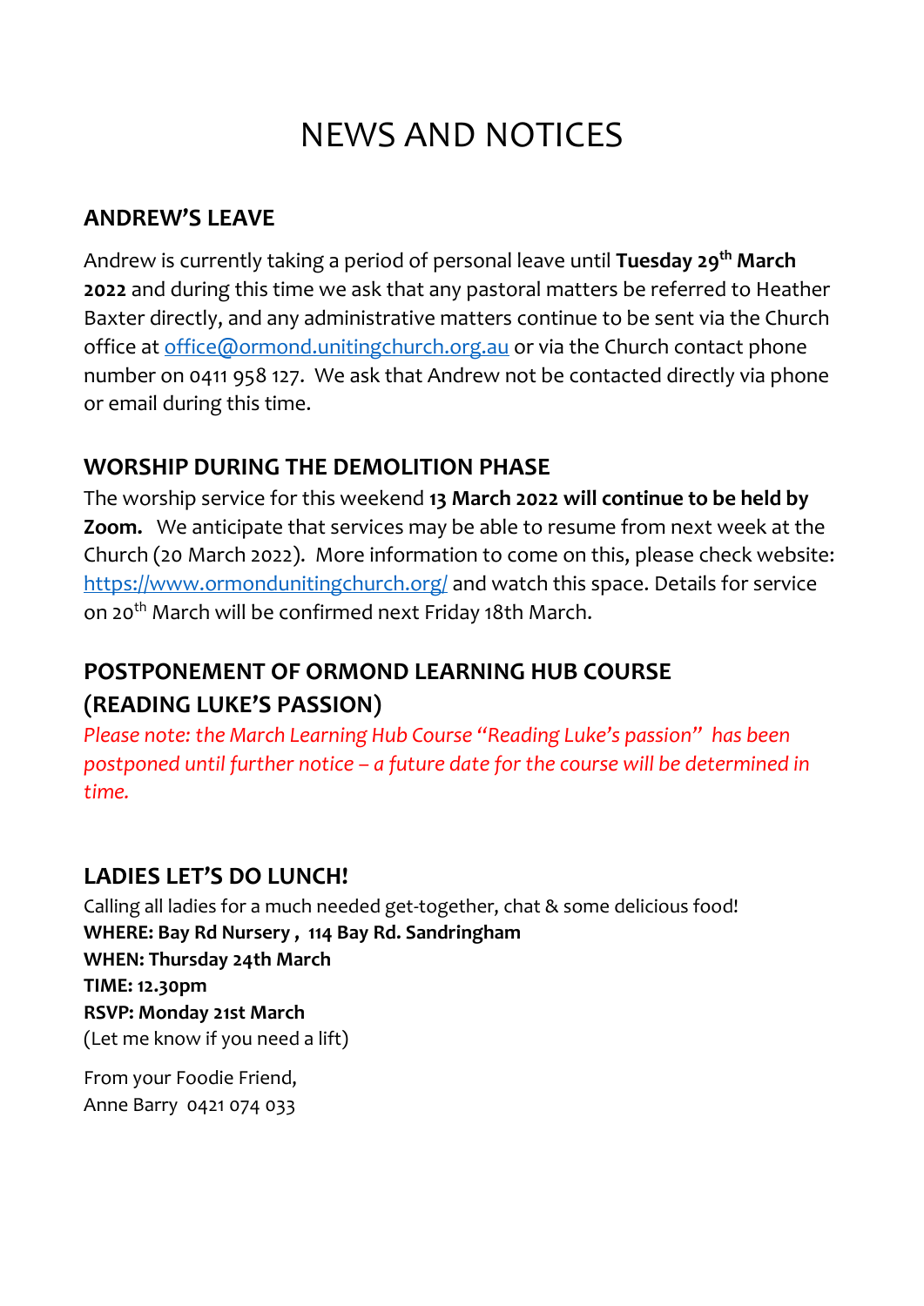# NEWS AND NOTICES

## ANDREW'S LEAVE

Andrew is currently taking a period of personal leave until **Tuesday 29th March 2022** and during this time we ask that any pastoral matters be referred to Heather Baxter directly, and any administrative matters continue to be sent via the Church office at office@ormond.unitingchurch.org.au or via the Church contact phone number on 0411 958 127. We ask that Andrew not be contacted directly via phone or email during this time.

## WORSHIP DURING THE DEMOLITION PHASE

The worship service for this weekend **13 March 2022 will continue to be held by Zoom.** We anticipate that services may be able to resume from next week at the Church (20 March 2022). More information to come on this, please check website: https://www.ormonduniting church.org/ and watch this space. Details for service on 20th March will be confirmed next Friday 18th March.

## POSTPONEMENT OF ORMOND LEARNING HUB COURSE (READING LUKE'S PASSION)

*Please note: the March Learning Hub Course "Reading Luke's passion" has been postponed until further notice – a future date for the course will be determined in time.*

## LADIES LET'S DO LUNCH!

Calling all ladies for a much needed get-together, chat & some delicious food!
**WHERE: Bay Rd Nursery , 114 Bay Rd. Sandringham**
**WHEN: Thursday 24th March**
**TIME: 12.30pm**
**RSVP: Monday 21st March**
(Let me know if you need a lift)

From your Foodie Friend,
Anne Barry 0421 074 033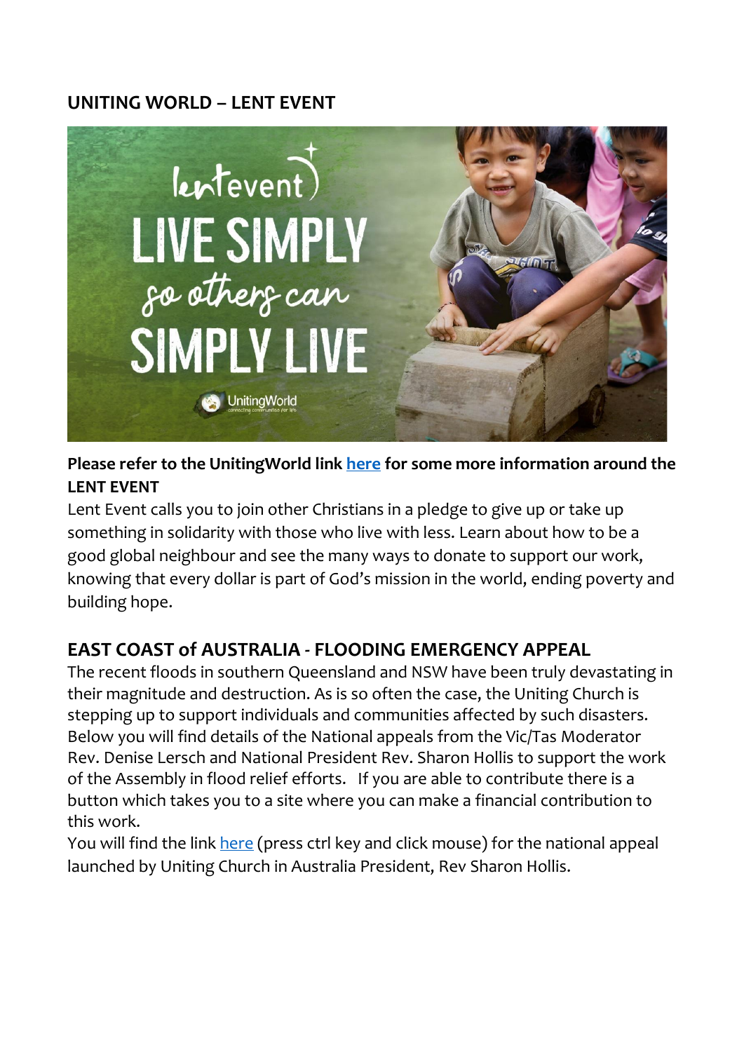## UNITING WORLD – LENT EVENT

**Please refer to the UnitingWorld link here for some more information around the LENT EVENT**

Lent Event calls you to join other Christians in a pledge to give up or take up something in solidarity with those who live with less. Learn about how to be a good global neighbour and see the many ways to donate to support our work, knowing that every dollar is part of God's mission in the world, ending poverty and building hope.

## EAST COAST of AUSTRALIA - FLOODING EMERGENCY APPEAL

The recent floods in southern Queensland and NSW have been truly devastating in their magnitude and destruction. As is so often the case, the Uniting Church is stepping up to support individuals and communities affected by such disasters. Below you will find details of the National appeals from the Vic/Tas Moderator Rev. Denise Lersch and National President Rev. Sharon Hollis to support the work of the Assembly in flood relief efforts. If you are able to contribute there is a button which takes you to a site where you can make a financial contribution to this work.

You will find the link here (press ctrl key and click mouse) for the national appeal launched by Uniting Church in Australia President, Rev Sharon Hollis.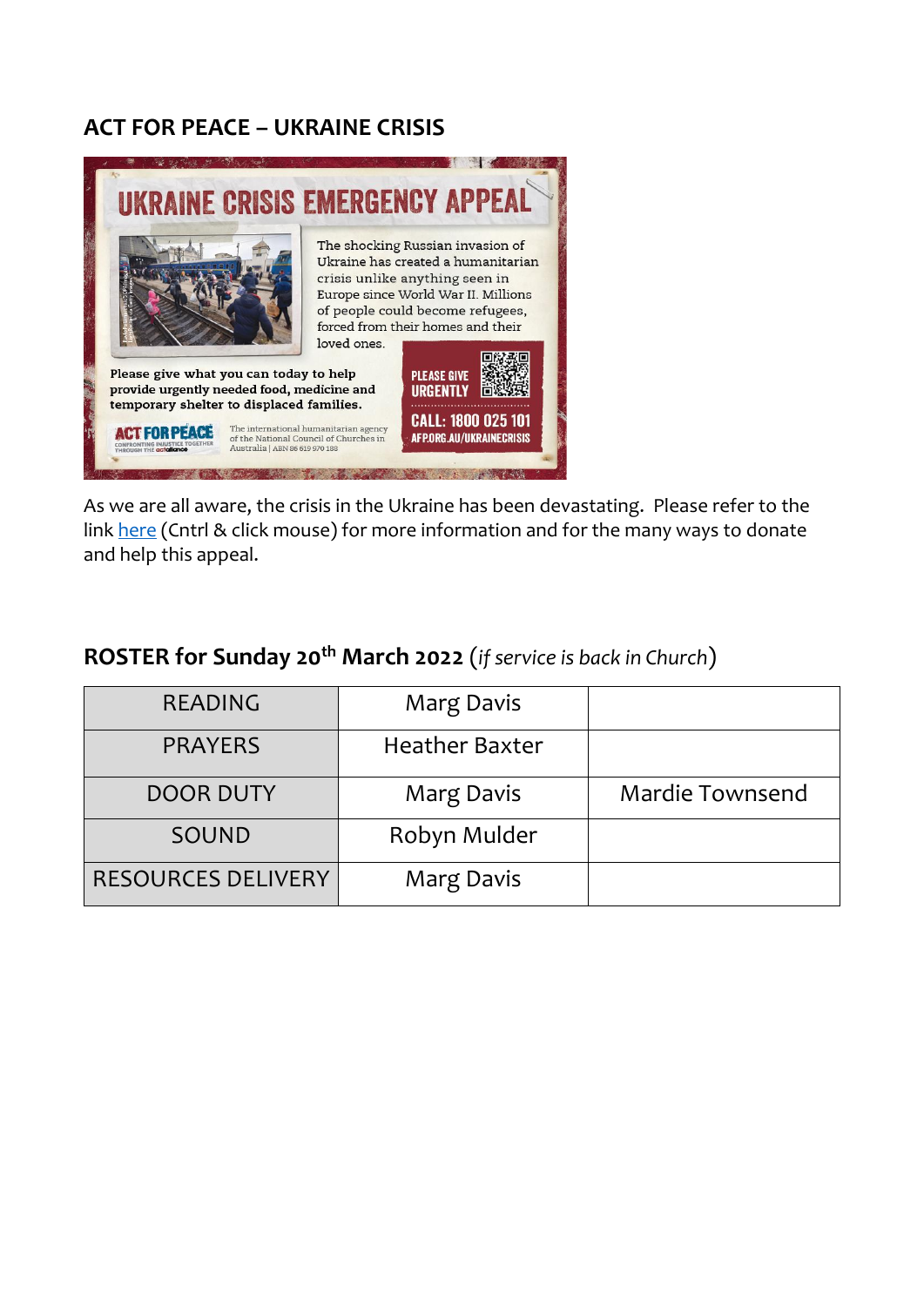## ACT FOR PEACE – UKRAINE CRISIS

UKRAINE CRISIS EMERGENCY APPEAL

The shocking Russian invasion of Ukraine has created a humanitarian crisis unlike anything seen in Europe since World War II. Millions of people could become refugees, forced from their homes and their loved ones.

Please give what you can today to help provide urgently needed food, medicine and temporary shelter to displaced families.

PLEASE GIVE URGENTLY

CALL: 1800 025 101

AFP.ORG.AU/UKRAINECRISIS

ACT FOR PEACE – CONFRONTING INJUSTICE TOGETHER THROUGH THE actalliance

The international humanitarian agency of the National Council of Churches in Australia | ABN 86 619 970 188

As we are all aware, the crisis in the Ukraine has been devastating. Please refer to the link here (Cntrl & click mouse) for more information and for the many ways to donate and help this appeal.

## ROSTER for Sunday 20th March 2022 (*if service is back in Church*)

| | | |
|---|---|---|
| READING | Marg Davis | |
| PRAYERS | Heather Baxter | |
| DOOR DUTY | Marg Davis | Mardie Townsend |
| SOUND | Robyn Mulder | |
| RESOURCES DELIVERY | Marg Davis | |